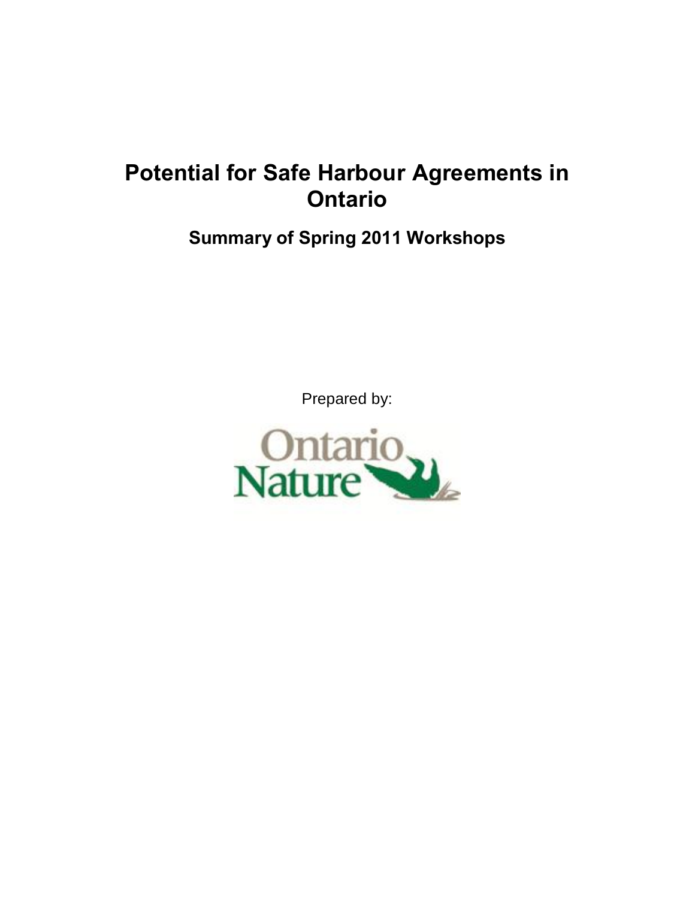# Potential for Safe Harbour Agreements in Ontario

## Summary of Spring 2011 Workshops

Prepared by:

Ontario Nature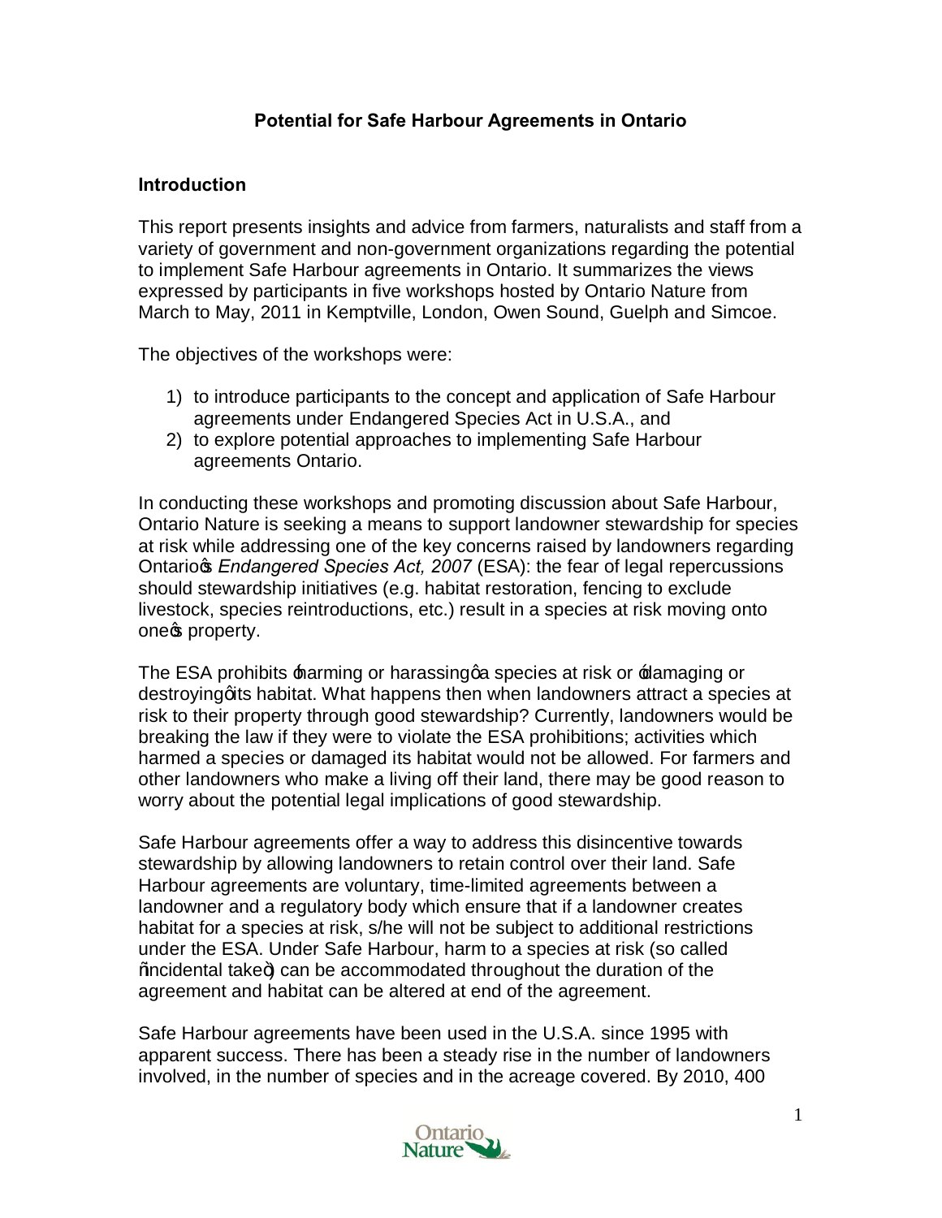# Potential for Safe Harbour Agreements in Ontario

## Introduction

This report presents insights and advice from farmers, naturalists and staff from a variety of government and non-government organizations regarding the potential to implement Safe Harbour agreements in Ontario. It summarizes the views expressed by participants in five workshops hosted by Ontario Nature from March to May, 2011 in Kemptville, London, Owen Sound, Guelph and Simcoe.

The objectives of the workshops were:

1) to introduce participants to the concept and application of Safe Harbour agreements under Endangered Species Act in U.S.A., and
2) to explore potential approaches to implementing Safe Harbour agreements Ontario.

In conducting these workshops and promoting discussion about Safe Harbour, Ontario Nature is seeking a means to support landowner stewardship for species at risk while addressing one of the key concerns raised by landowners regarding Ontario's *Endangered Species Act, 2007* (ESA): the fear of legal repercussions should stewardship initiatives (e.g. habitat restoration, fencing to exclude livestock, species reintroductions, etc.) result in a species at risk moving onto one's property.

The ESA prohibits 'harming or harassing' a species at risk or 'damaging or destroying' its habitat. What happens then when landowners attract a species at risk to their property through good stewardship? Currently, landowners would be breaking the law if they were to violate the ESA prohibitions; activities which harmed a species or damaged its habitat would not be allowed. For farmers and other landowners who make a living off their land, there may be good reason to worry about the potential legal implications of good stewardship.

Safe Harbour agreements offer a way to address this disincentive towards stewardship by allowing landowners to retain control over their land. Safe Harbour agreements are voluntary, time-limited agreements between a landowner and a regulatory body which ensure that if a landowner creates habitat for a species at risk, s/he will not be subject to additional restrictions under the ESA. Under Safe Harbour, harm to a species at risk (so called "incidental take") can be accommodated throughout the duration of the agreement and habitat can be altered at end of the agreement.

Safe Harbour agreements have been used in the U.S.A. since 1995 with apparent success. There has been a steady rise in the number of landowners involved, in the number of species and in the acreage covered. By 2010, 400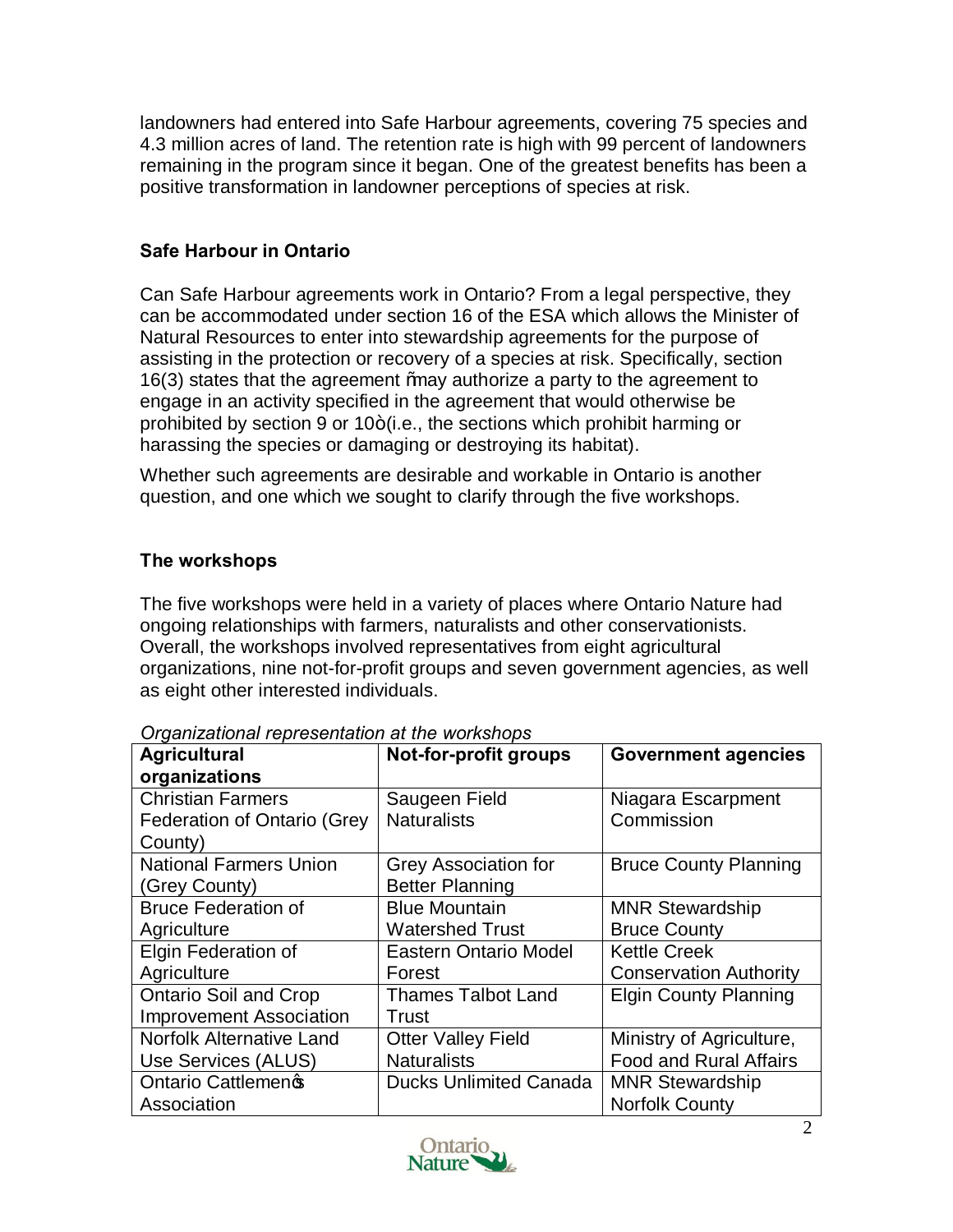landowners had entered into Safe Harbour agreements, covering 75 species and 4.3 million acres of land. The retention rate is high with 99 percent of landowners remaining in the program since it began. One of the greatest benefits has been a positive transformation in landowner perceptions of species at risk.

### Safe Harbour in Ontario

Can Safe Harbour agreements work in Ontario? From a legal perspective, they can be accommodated under section 16 of the ESA which allows the Minister of Natural Resources to enter into stewardship agreements for the purpose of assisting in the protection or recovery of a species at risk. Specifically, section 16(3) states that the agreement "may authorize a party to the agreement to engage in an activity specified in the agreement that would otherwise be prohibited by section 9 or 10" (i.e., the sections which prohibit harming or harassing the species or damaging or destroying its habitat).

Whether such agreements are desirable and workable in Ontario is another question, and one which we sought to clarify through the five workshops.

### The workshops

The five workshops were held in a variety of places where Ontario Nature had ongoing relationships with farmers, naturalists and other conservationists. Overall, the workshops involved representatives from eight agricultural organizations, nine not-for-profit groups and seven government agencies, as well as eight other interested individuals.

*Organizational representation at the workshops*

| Agricultural organizations | Not-for-profit groups | Government agencies |
|---|---|---|
| Christian Farmers Federation of Ontario (Grey County) | Saugeen Field Naturalists | Niagara Escarpment Commission |
| National Farmers Union (Grey County) | Grey Association for Better Planning | Bruce County Planning |
| Bruce Federation of Agriculture | Blue Mountain Watershed Trust | MNR Stewardship Bruce County |
| Elgin Federation of Agriculture | Eastern Ontario Model Forest | Kettle Creek Conservation Authority |
| Ontario Soil and Crop Improvement Association | Thames Talbot Land Trust | Elgin County Planning |
| Norfolk Alternative Land Use Services (ALUS) | Otter Valley Field Naturalists | Ministry of Agriculture, Food and Rural Affairs |
| Ontario Cattlemen's Association | Ducks Unlimited Canada | MNR Stewardship Norfolk County |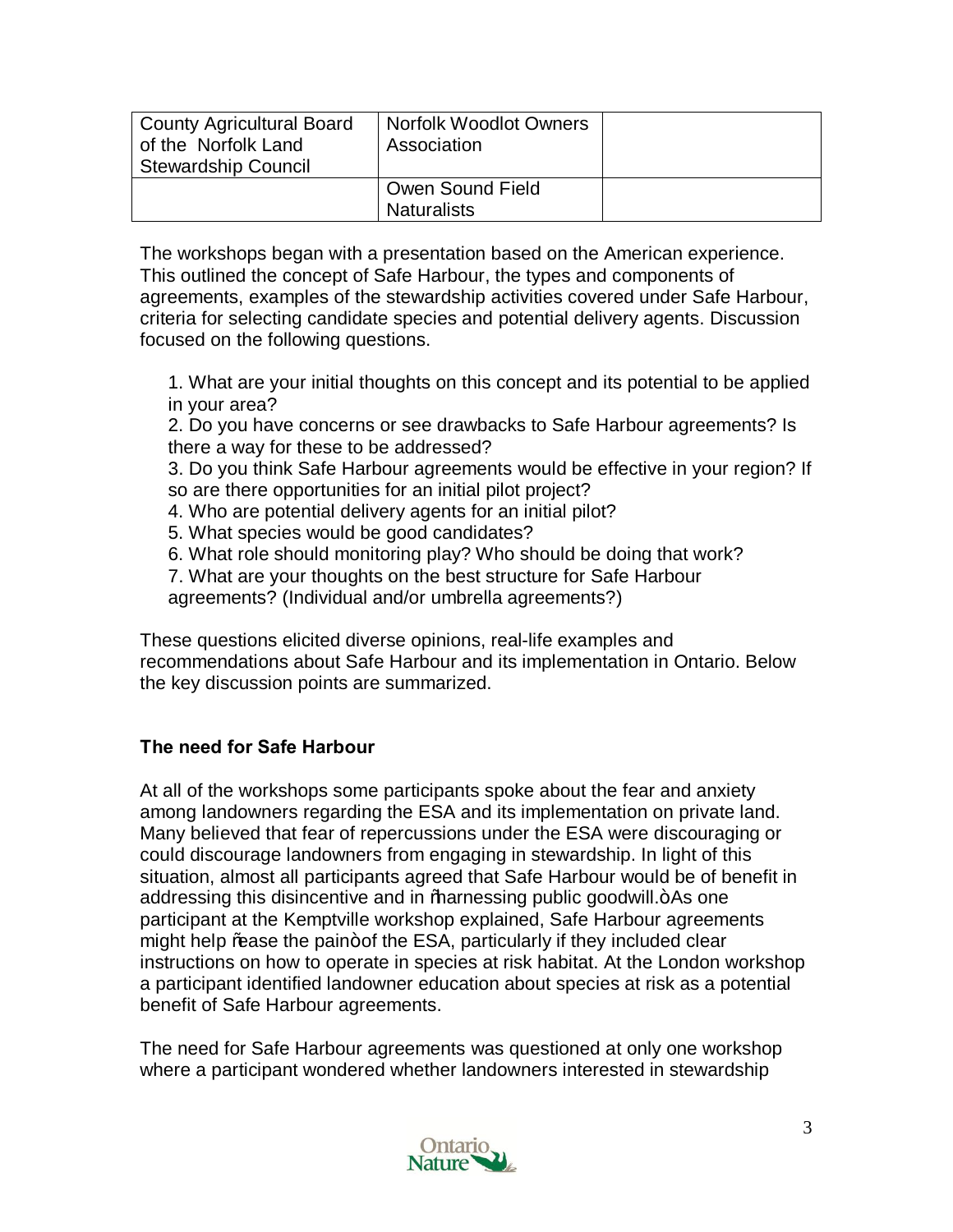| County Agricultural Board of the Norfolk Land Stewardship Council | Norfolk Woodlot Owners Association | |
|---|---|---|
| | Owen Sound Field Naturalists | |

The workshops began with a presentation based on the American experience. This outlined the concept of Safe Harbour, the types and components of agreements, examples of the stewardship activities covered under Safe Harbour, criteria for selecting candidate species and potential delivery agents. Discussion focused on the following questions.

1. What are your initial thoughts on this concept and its potential to be applied in your area?
2. Do you have concerns or see drawbacks to Safe Harbour agreements? Is there a way for these to be addressed?
3. Do you think Safe Harbour agreements would be effective in your region? If so are there opportunities for an initial pilot project?
4. Who are potential delivery agents for an initial pilot?
5. What species would be good candidates?
6. What role should monitoring play? Who should be doing that work?
7. What are your thoughts on the best structure for Safe Harbour agreements? (Individual and/or umbrella agreements?)

These questions elicited diverse opinions, real-life examples and recommendations about Safe Harbour and its implementation in Ontario. Below the key discussion points are summarized.

## The need for Safe Harbour

At all of the workshops some participants spoke about the fear and anxiety among landowners regarding the ESA and its implementation on private land. Many believed that fear of repercussions under the ESA were discouraging or could discourage landowners from engaging in stewardship. In light of this situation, almost all participants agreed that Safe Harbour would be of benefit in addressing this disincentive and in "harnessing public goodwill." As one participant at the Kemptville workshop explained, Safe Harbour agreements might help "ease the pain" of the ESA, particularly if they included clear instructions on how to operate in species at risk habitat. At the London workshop a participant identified landowner education about species at risk as a potential benefit of Safe Harbour agreements.

The need for Safe Harbour agreements was questioned at only one workshop where a participant wondered whether landowners interested in stewardship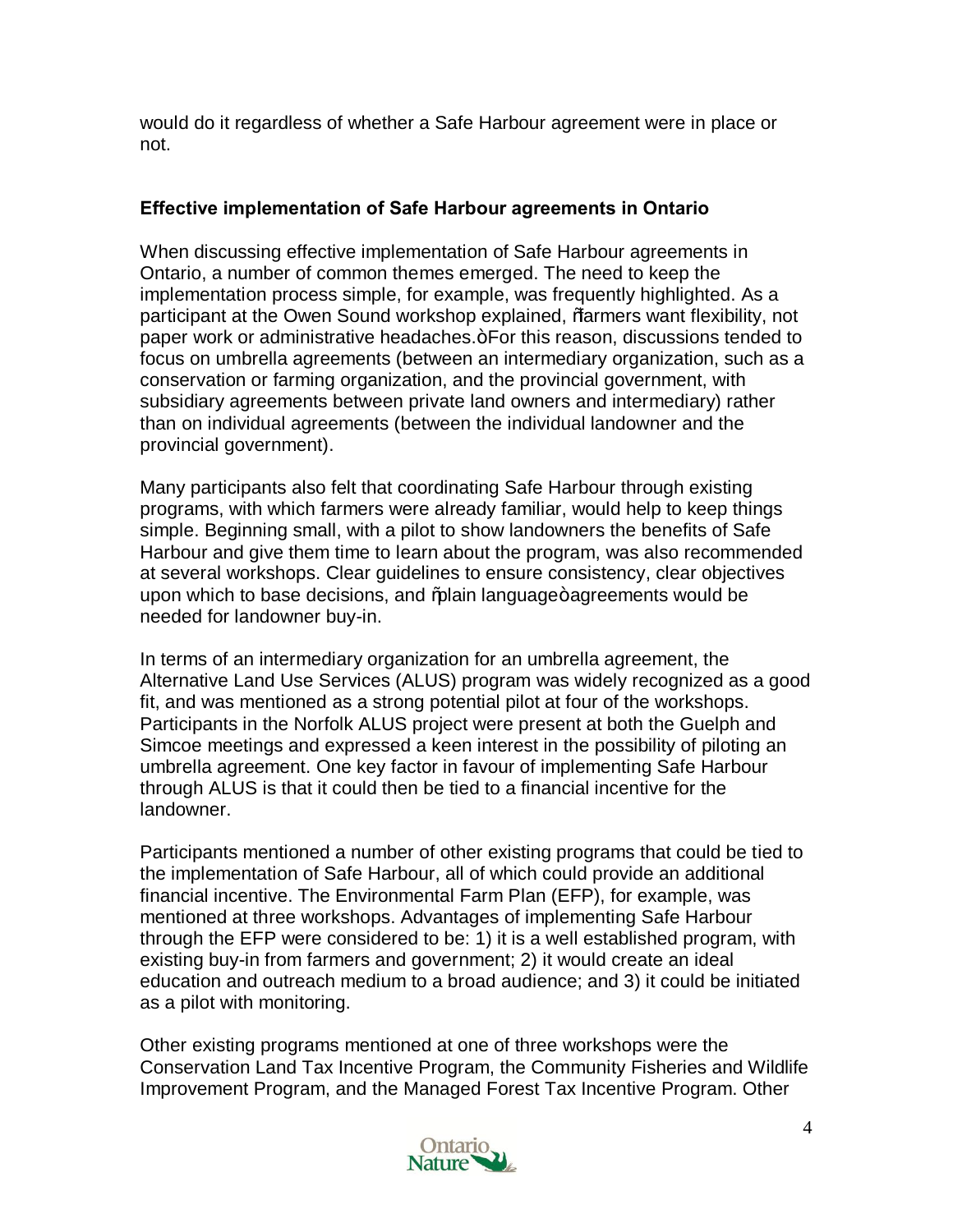would do it regardless of whether a Safe Harbour agreement were in place or not.

**Effective implementation of Safe Harbour agreements in Ontario**

When discussing effective implementation of Safe Harbour agreements in Ontario, a number of common themes emerged. The need to keep the implementation process simple, for example, was frequently highlighted. As a participant at the Owen Sound workshop explained, "farmers want flexibility, not paper work or administrative headaches." For this reason, discussions tended to focus on umbrella agreements (between an intermediary organization, such as a conservation or farming organization, and the provincial government, with subsidiary agreements between private land owners and intermediary) rather than on individual agreements (between the individual landowner and the provincial government).

Many participants also felt that coordinating Safe Harbour through existing programs, with which farmers were already familiar, would help to keep things simple. Beginning small, with a pilot to show landowners the benefits of Safe Harbour and give them time to learn about the program, was also recommended at several workshops. Clear guidelines to ensure consistency, clear objectives upon which to base decisions, and "plain language" agreements would be needed for landowner buy-in.

In terms of an intermediary organization for an umbrella agreement, the Alternative Land Use Services (ALUS) program was widely recognized as a good fit, and was mentioned as a strong potential pilot at four of the workshops. Participants in the Norfolk ALUS project were present at both the Guelph and Simcoe meetings and expressed a keen interest in the possibility of piloting an umbrella agreement. One key factor in favour of implementing Safe Harbour through ALUS is that it could then be tied to a financial incentive for the landowner.

Participants mentioned a number of other existing programs that could be tied to the implementation of Safe Harbour, all of which could provide an additional financial incentive. The Environmental Farm Plan (EFP), for example, was mentioned at three workshops. Advantages of implementing Safe Harbour through the EFP were considered to be: 1) it is a well established program, with existing buy-in from farmers and government; 2) it would create an ideal education and outreach medium to a broad audience; and 3) it could be initiated as a pilot with monitoring.

Other existing programs mentioned at one of three workshops were the Conservation Land Tax Incentive Program, the Community Fisheries and Wildlife Improvement Program, and the Managed Forest Tax Incentive Program. Other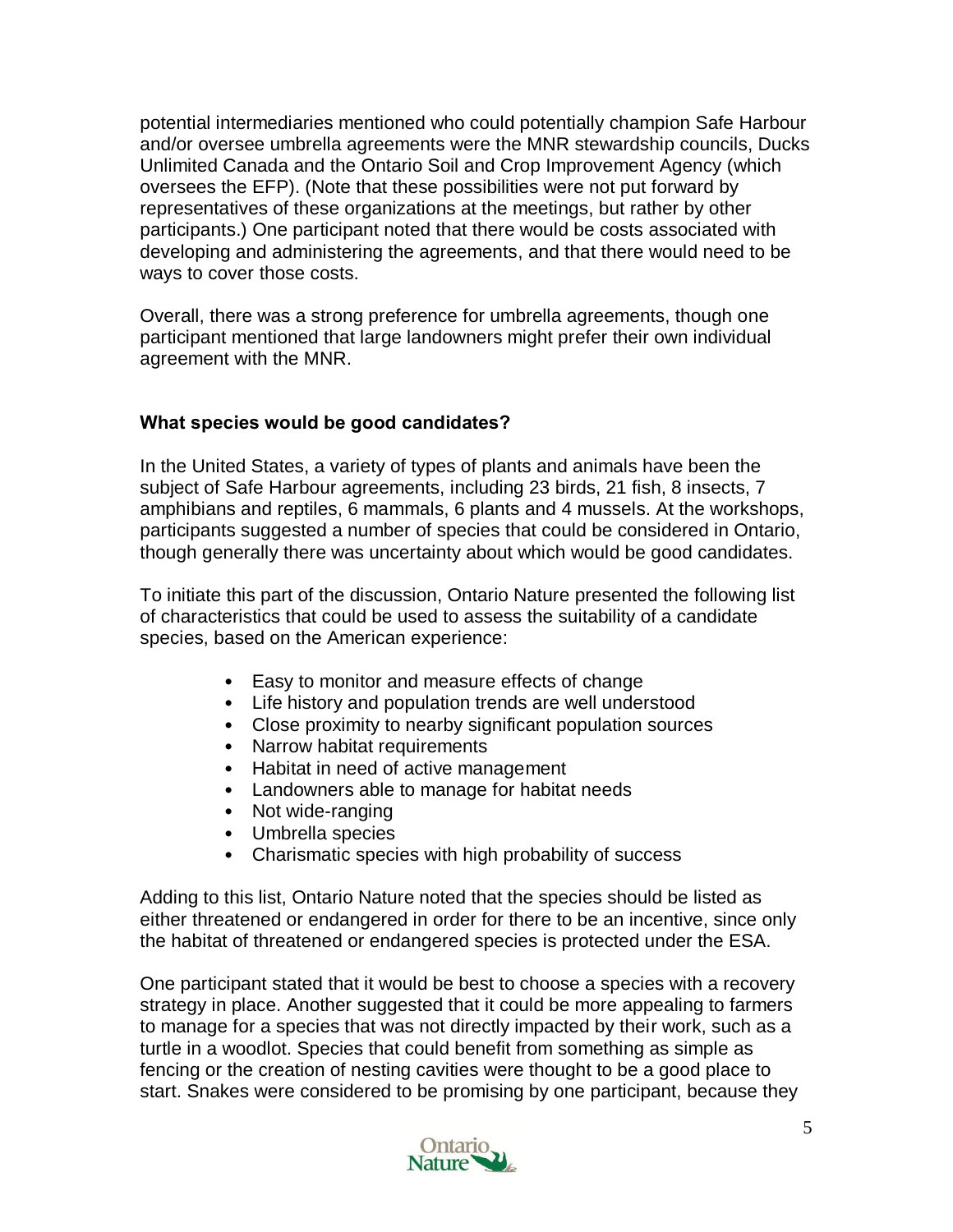potential intermediaries mentioned who could potentially champion Safe Harbour and/or oversee umbrella agreements were the MNR stewardship councils, Ducks Unlimited Canada and the Ontario Soil and Crop Improvement Agency (which oversees the EFP). (Note that these possibilities were not put forward by representatives of these organizations at the meetings, but rather by other participants.) One participant noted that there would be costs associated with developing and administering the agreements, and that there would need to be ways to cover those costs.

Overall, there was a strong preference for umbrella agreements, though one participant mentioned that large landowners might prefer their own individual agreement with the MNR.

### What species would be good candidates?

In the United States, a variety of types of plants and animals have been the subject of Safe Harbour agreements, including 23 birds, 21 fish, 8 insects, 7 amphibians and reptiles, 6 mammals, 6 plants and 4 mussels. At the workshops, participants suggested a number of species that could be considered in Ontario, though generally there was uncertainty about which would be good candidates.

To initiate this part of the discussion, Ontario Nature presented the following list of characteristics that could be used to assess the suitability of a candidate species, based on the American experience:

- Easy to monitor and measure effects of change
- Life history and population trends are well understood
- Close proximity to nearby significant population sources
- Narrow habitat requirements
- Habitat in need of active management
- Landowners able to manage for habitat needs
- Not wide-ranging
- Umbrella species
- Charismatic species with high probability of success

Adding to this list, Ontario Nature noted that the species should be listed as either threatened or endangered in order for there to be an incentive, since only the habitat of threatened or endangered species is protected under the ESA.

One participant stated that it would be best to choose a species with a recovery strategy in place. Another suggested that it could be more appealing to farmers to manage for a species that was not directly impacted by their work, such as a turtle in a woodlot. Species that could benefit from something as simple as fencing or the creation of nesting cavities were thought to be a good place to start. Snakes were considered to be promising by one participant, because they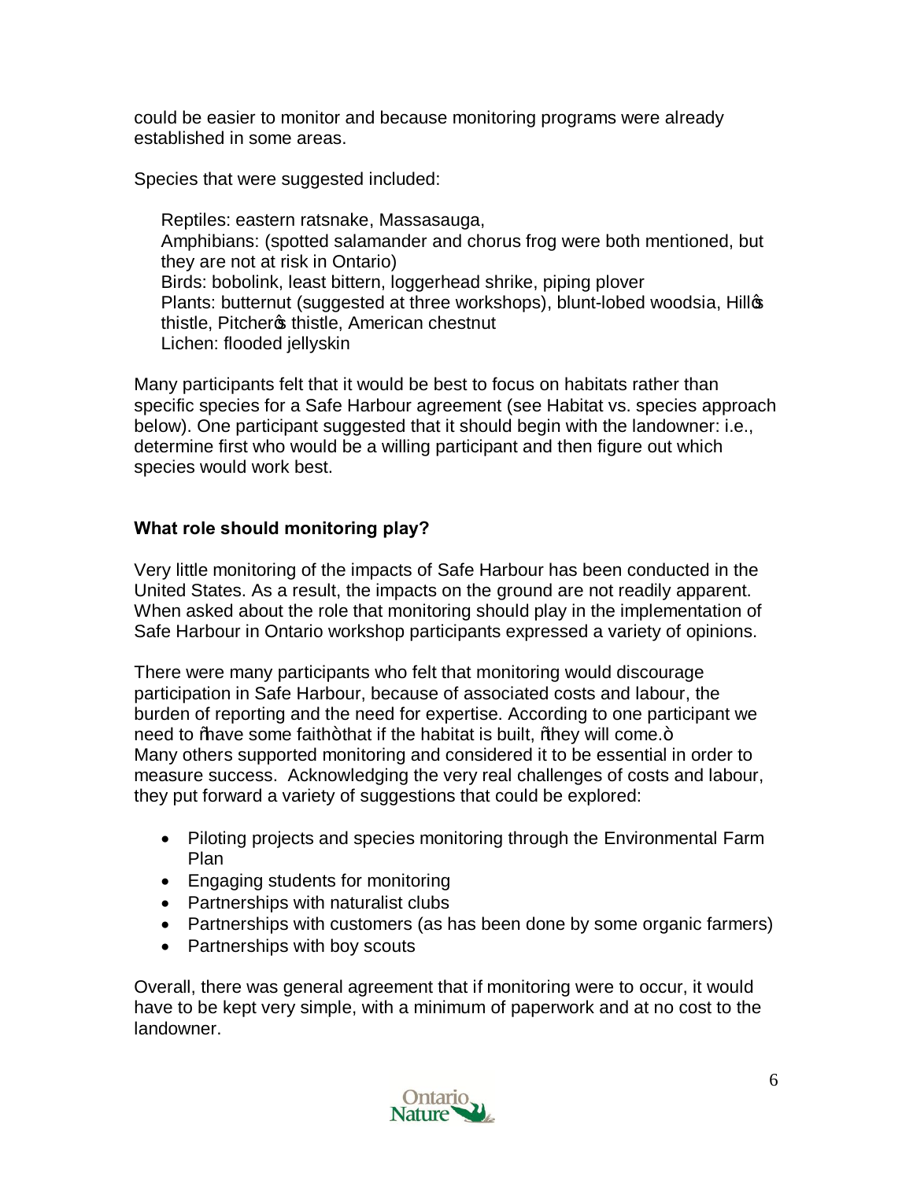could be easier to monitor and because monitoring programs were already established in some areas.

Species that were suggested included:

Reptiles: eastern ratsnake, Massasauga,
Amphibians: (spotted salamander and chorus frog were both mentioned, but they are not at risk in Ontario)
Birds: bobolink, least bittern, loggerhead shrike, piping plover
Plants: butternut (suggested at three workshops), blunt-lobed woodsia, Hill's thistle, Pitcher's thistle, American chestnut
Lichen: flooded jellyskin

Many participants felt that it would be best to focus on habitats rather than specific species for a Safe Harbour agreement (see Habitat vs. species approach below). One participant suggested that it should begin with the landowner: i.e., determine first who would be a willing participant and then figure out which species would work best.

**What role should monitoring play?**

Very little monitoring of the impacts of Safe Harbour has been conducted in the United States. As a result, the impacts on the ground are not readily apparent. When asked about the role that monitoring should play in the implementation of Safe Harbour in Ontario workshop participants expressed a variety of opinions.

There were many participants who felt that monitoring would discourage participation in Safe Harbour, because of associated costs and labour, the burden of reporting and the need for expertise. According to one participant we need to "have some faith" that if the habitat is built, "they will come."
Many others supported monitoring and considered it to be essential in order to measure success. Acknowledging the very real challenges of costs and labour, they put forward a variety of suggestions that could be explored:

- Piloting projects and species monitoring through the Environmental Farm Plan
- Engaging students for monitoring
- Partnerships with naturalist clubs
- Partnerships with customers (as has been done by some organic farmers)
- Partnerships with boy scouts

Overall, there was general agreement that if monitoring were to occur, it would have to be kept very simple, with a minimum of paperwork and at no cost to the landowner.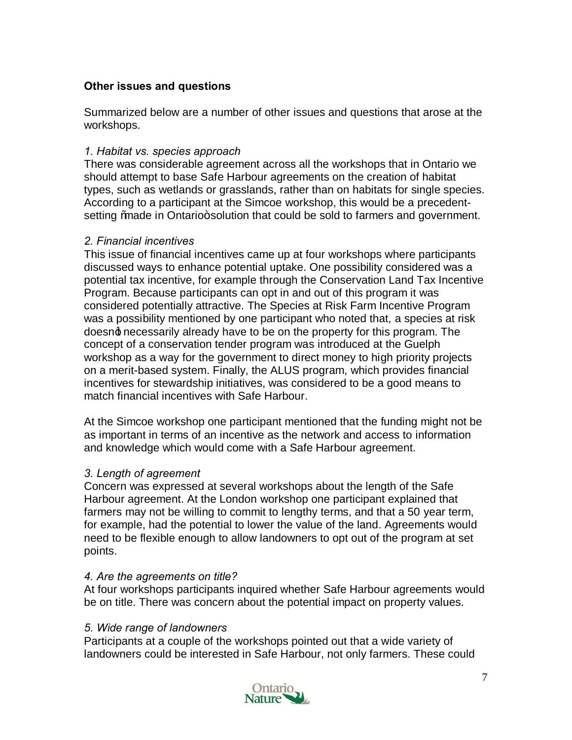**Other issues and questions**

Summarized below are a number of other issues and questions that arose at the workshops.

*1. Habitat vs. species approach*

There was considerable agreement across all the workshops that in Ontario we should attempt to base Safe Harbour agreements on the creation of habitat types, such as wetlands or grasslands, rather than on habitats for single species. According to a participant at the Simcoe workshop, this would be a precedent-setting "made in Ontario" solution that could be sold to farmers and government.

*2. Financial incentives*

This issue of financial incentives came up at four workshops where participants discussed ways to enhance potential uptake. One possibility considered was a potential tax incentive, for example through the Conservation Land Tax Incentive Program. Because participants can opt in and out of this program it was considered potentially attractive. The Species at Risk Farm Incentive Program was a possibility mentioned by one participant who noted that, a species at risk doesn't necessarily already have to be on the property for this program. The concept of a conservation tender program was introduced at the Guelph workshop as a way for the government to direct money to high priority projects on a merit-based system. Finally, the ALUS program, which provides financial incentives for stewardship initiatives, was considered to be a good means to match financial incentives with Safe Harbour.

At the Simcoe workshop one participant mentioned that the funding might not be as important in terms of an incentive as the network and access to information and knowledge which would come with a Safe Harbour agreement.

*3. Length of agreement*

Concern was expressed at several workshops about the length of the Safe Harbour agreement. At the London workshop one participant explained that farmers may not be willing to commit to lengthy terms, and that a 50 year term, for example, had the potential to lower the value of the land. Agreements would need to be flexible enough to allow landowners to opt out of the program at set points.

*4. Are the agreements on title?*

At four workshops participants inquired whether Safe Harbour agreements would be on title. There was concern about the potential impact on property values.

*5. Wide range of landowners*

Participants at a couple of the workshops pointed out that a wide variety of landowners could be interested in Safe Harbour, not only farmers. These could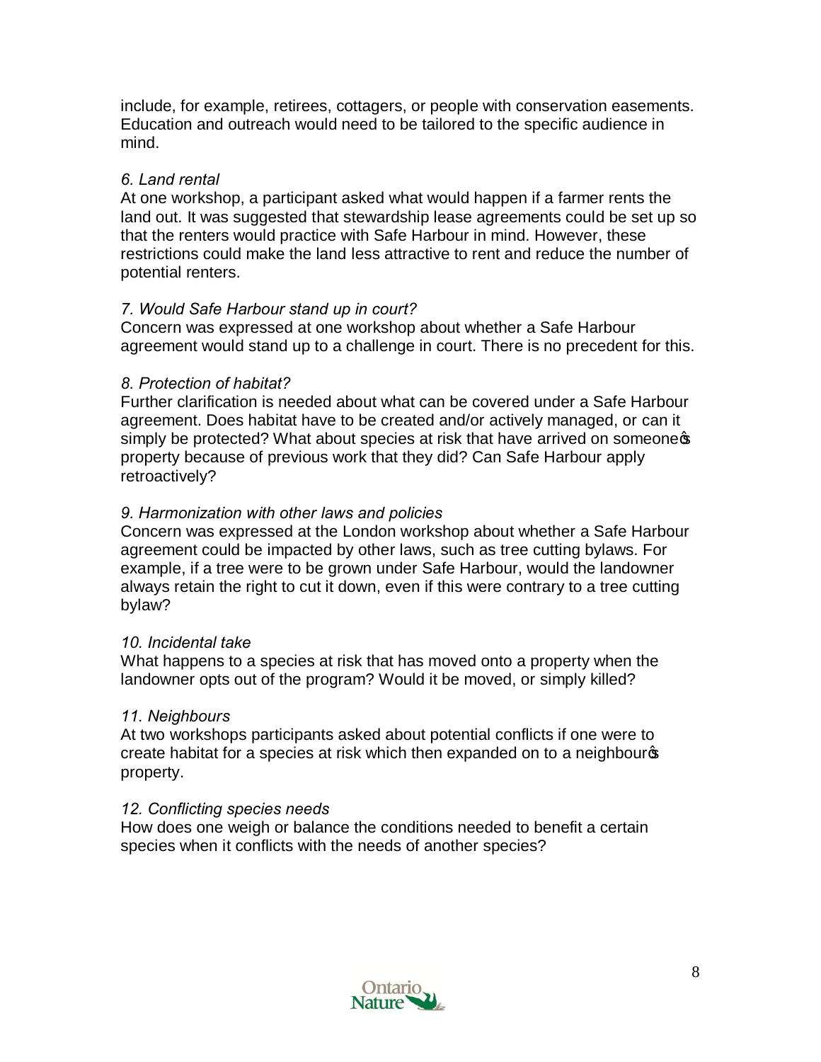include, for example, retirees, cottagers, or people with conservation easements. Education and outreach would need to be tailored to the specific audience in mind.

*6. Land rental*
At one workshop, a participant asked what would happen if a farmer rents the land out. It was suggested that stewardship lease agreements could be set up so that the renters would practice with Safe Harbour in mind. However, these restrictions could make the land less attractive to rent and reduce the number of potential renters.

*7. Would Safe Harbour stand up in court?*
Concern was expressed at one workshop about whether a Safe Harbour agreement would stand up to a challenge in court. There is no precedent for this.

*8. Protection of habitat?*
Further clarification is needed about what can be covered under a Safe Harbour agreement. Does habitat have to be created and/or actively managed, or can it simply be protected? What about species at risk that have arrived on someone's property because of previous work that they did? Can Safe Harbour apply retroactively?

*9. Harmonization with other laws and policies*
Concern was expressed at the London workshop about whether a Safe Harbour agreement could be impacted by other laws, such as tree cutting bylaws. For example, if a tree were to be grown under Safe Harbour, would the landowner always retain the right to cut it down, even if this were contrary to a tree cutting bylaw?

*10. Incidental take*
What happens to a species at risk that has moved onto a property when the landowner opts out of the program? Would it be moved, or simply killed?

*11. Neighbours*
At two workshops participants asked about potential conflicts if one were to create habitat for a species at risk which then expanded on to a neighbour's property.

*12. Conflicting species needs*
How does one weigh or balance the conditions needed to benefit a certain species when it conflicts with the needs of another species?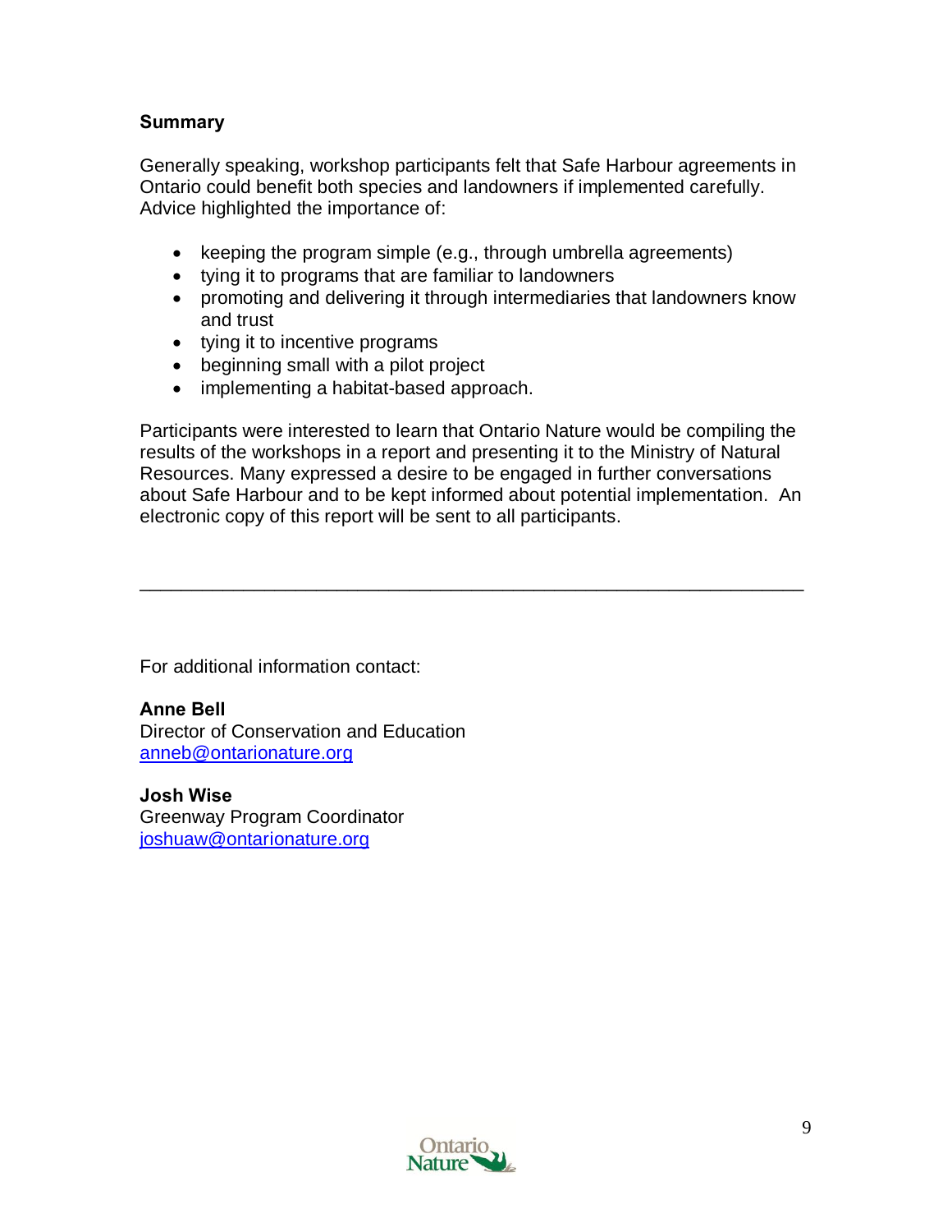**Summary**

Generally speaking, workshop participants felt that Safe Harbour agreements in Ontario could benefit both species and landowners if implemented carefully. Advice highlighted the importance of:

- keeping the program simple (e.g., through umbrella agreements)
- tying it to programs that are familiar to landowners
- promoting and delivering it through intermediaries that landowners know and trust
- tying it to incentive programs
- beginning small with a pilot project
- implementing a habitat-based approach.

Participants were interested to learn that Ontario Nature would be compiling the results of the workshops in a report and presenting it to the Ministry of Natural Resources. Many expressed a desire to be engaged in further conversations about Safe Harbour and to be kept informed about potential implementation. An electronic copy of this report will be sent to all participants.

---

For additional information contact:

**Anne Bell**
Director of Conservation and Education
anneb@ontarionature.org

**Josh Wise**
Greenway Program Coordinator
joshuaw@ontarionature.org